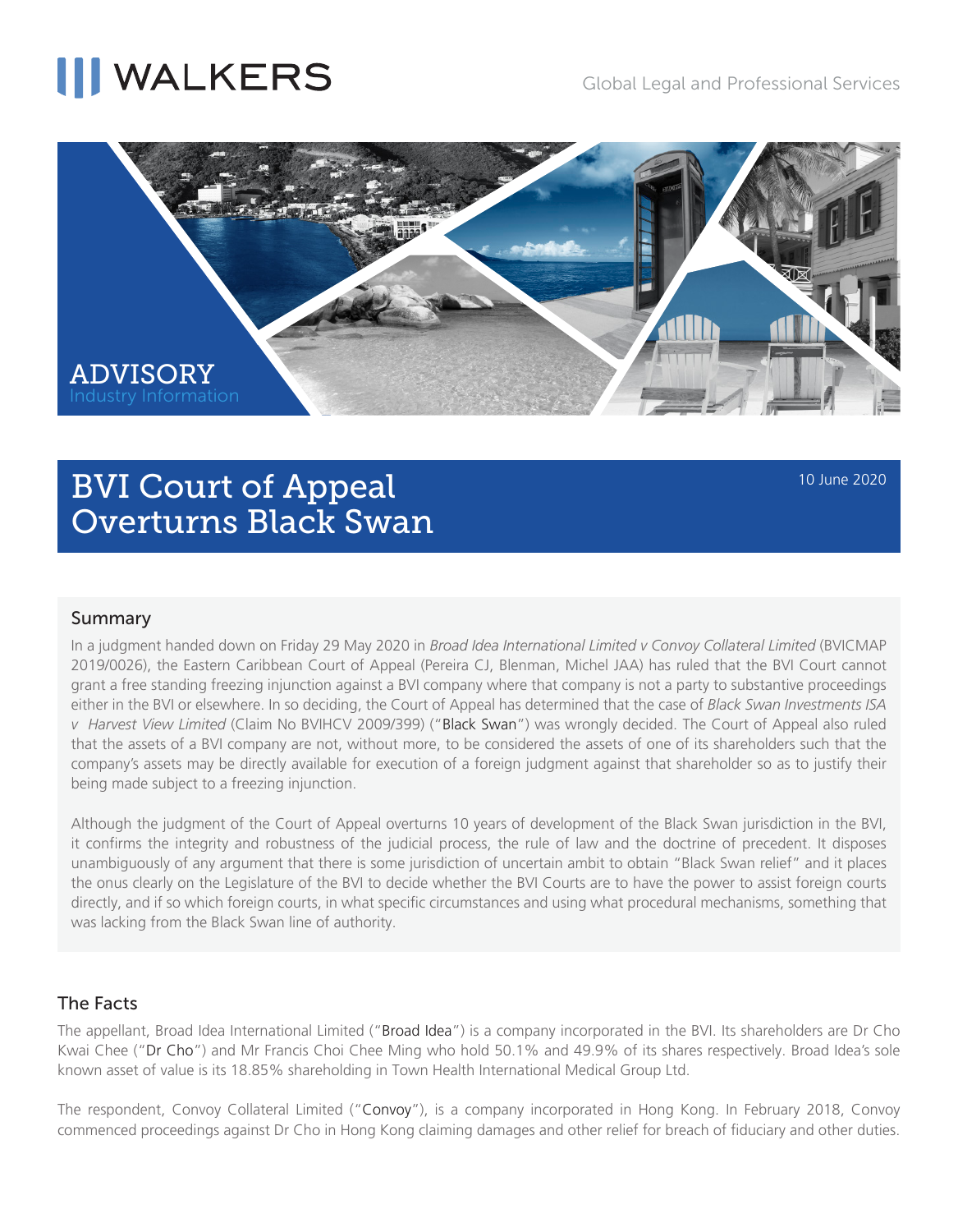WALKERS

Global Legal and Professional Services

ADVISORY
Industry Information

# BVI Court of Appeal Overturns Black Swan

10 June 2020

## Summary

In a judgment handed down on Friday 29 May 2020 in *Broad Idea International Limited v Convoy Collateral Limited* (BVICMAP 2019/0026), the Eastern Caribbean Court of Appeal (Pereira CJ, Blenman, Michel JJA) has ruled that the BVI Court cannot grant a free standing freezing injunction against a BVI company where that company is not a party to substantive proceedings either in the BVI or elsewhere. In so deciding, the Court of Appeal has determined that the case of *Black Swan Investments ISA v Harvest View Limited* (Claim No BVIHCV 2009/399) ("Black Swan") was wrongly decided. The Court of Appeal also ruled that the assets of a BVI company are not, without more, to be considered the assets of one of its shareholders such that the company's assets may be directly available for execution of a foreign judgment against that shareholder so as to justify their being made subject to a freezing injunction.

Although the judgment of the Court of Appeal overturns 10 years of development of the Black Swan jurisdiction in the BVI, it confirms the integrity and robustness of the judicial process, the rule of law and the doctrine of precedent. It disposes unambiguously of any argument that there is some jurisdiction of uncertain ambit to obtain "Black Swan relief" and it places the onus clearly on the Legislature of the BVI to decide whether the BVI Courts are to have the power to assist foreign courts directly, and if so which foreign courts, in what specific circumstances and using what procedural mechanisms, something that was lacking from the Black Swan line of authority.

## The Facts

The appellant, Broad Idea International Limited ("Broad Idea") is a company incorporated in the BVI. Its shareholders are Dr Cho Kwai Chee ("Dr Cho") and Mr Francis Choi Chee Ming who hold 50.1% and 49.9% of its shares respectively. Broad Idea's sole known asset of value is its 18.85% shareholding in Town Health International Medical Group Ltd.

The respondent, Convoy Collateral Limited ("Convoy"), is a company incorporated in Hong Kong. In February 2018, Convoy commenced proceedings against Dr Cho in Hong Kong claiming damages and other relief for breach of fiduciary and other duties.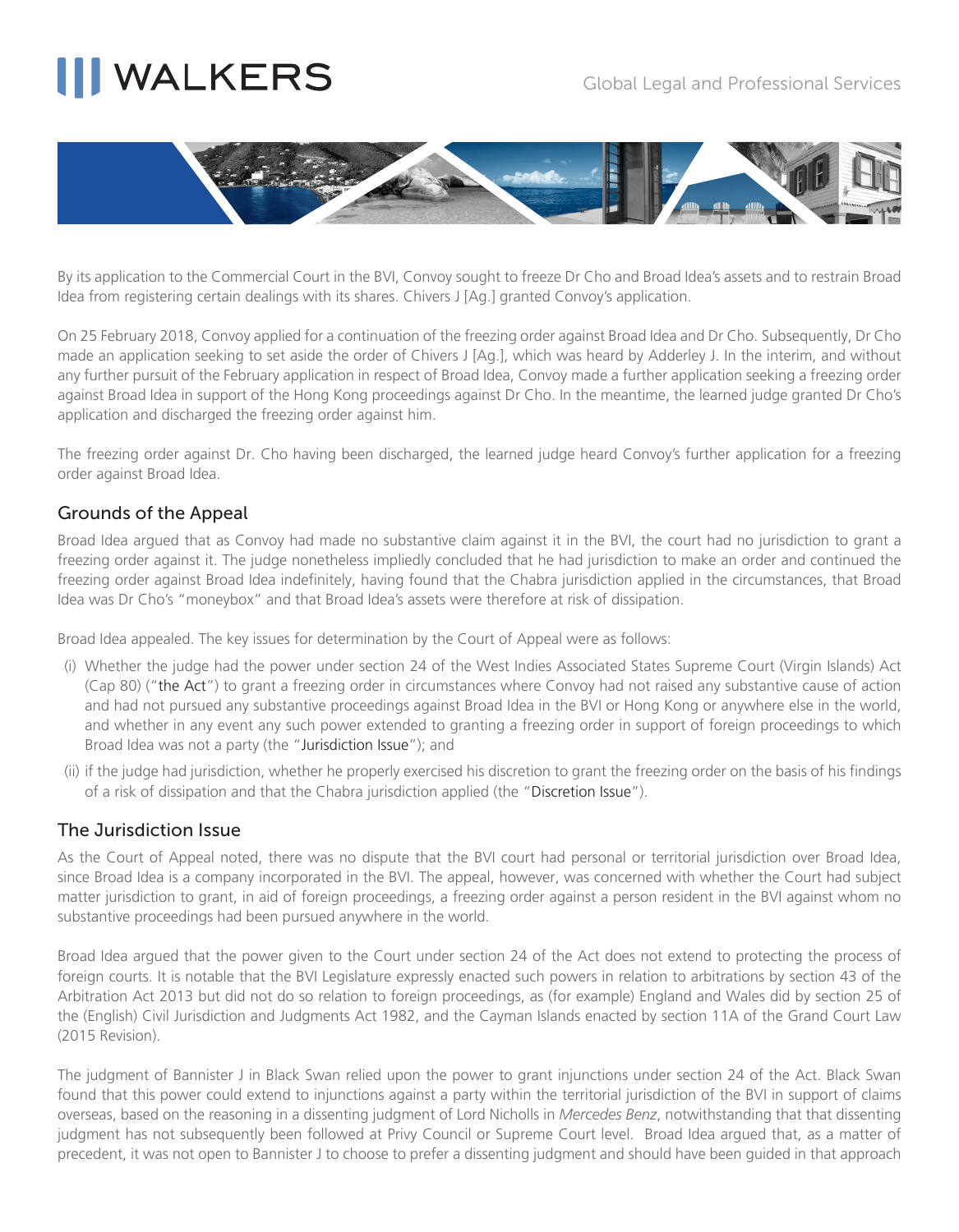By its application to the Commercial Court in the BVI, Convoy sought to freeze Dr Cho and Broad Idea's assets and to restrain Broad Idea from registering certain dealings with its shares. Chivers J [Ag.] granted Convoy's application.

On 25 February 2018, Convoy applied for a continuation of the freezing order against Broad Idea and Dr Cho. Subsequently, Dr Cho made an application seeking to set aside the order of Chivers J [Ag.], which was heard by Adderley J. In the interim, and without any further pursuit of the February application in respect of Broad Idea, Convoy made a further application seeking a freezing order against Broad Idea in support of the Hong Kong proceedings against Dr Cho. In the meantime, the learned judge granted Dr Cho's application and discharged the freezing order against him.

The freezing order against Dr. Cho having been discharged, the learned judge heard Convoy's further application for a freezing order against Broad Idea.

## Grounds of the Appeal

Broad Idea argued that as Convoy had made no substantive claim against it in the BVI, the court had no jurisdiction to grant a freezing order against it. The judge nonetheless impliedly concluded that he had jurisdiction to make an order and continued the freezing order against Broad Idea indefinitely, having found that the Chabra jurisdiction applied in the circumstances, that Broad Idea was Dr Cho's "moneybox" and that Broad Idea's assets were therefore at risk of dissipation.

Broad Idea appealed. The key issues for determination by the Court of Appeal were as follows:

(i) Whether the judge had the power under section 24 of the West Indies Associated States Supreme Court (Virgin Islands) Act (Cap 80) ("the Act") to grant a freezing order in circumstances where Convoy had not raised any substantive cause of action and had not pursued any substantive proceedings against Broad Idea in the BVI or Hong Kong or anywhere else in the world, and whether in any event any such power extended to granting a freezing order in support of foreign proceedings to which Broad Idea was not a party (the "Jurisdiction Issue"); and

(ii) if the judge had jurisdiction, whether he properly exercised his discretion to grant the freezing order on the basis of his findings of a risk of dissipation and that the Chabra jurisdiction applied (the "Discretion Issue").

## The Jurisdiction Issue

As the Court of Appeal noted, there was no dispute that the BVI court had personal or territorial jurisdiction over Broad Idea, since Broad Idea is a company incorporated in the BVI. The appeal, however, was concerned with whether the Court had subject matter jurisdiction to grant, in aid of foreign proceedings, a freezing order against a person resident in the BVI against whom no substantive proceedings had been pursued anywhere in the world.

Broad Idea argued that the power given to the Court under section 24 of the Act does not extend to protecting the process of foreign courts. It is notable that the BVI Legislature expressly enacted such powers in relation to arbitrations by section 43 of the Arbitration Act 2013 but did not do so relation to foreign proceedings, as (for example) England and Wales did by section 25 of the (English) Civil Jurisdiction and Judgments Act 1982, and the Cayman Islands enacted by section 11A of the Grand Court Law (2015 Revision).

The judgment of Bannister J in Black Swan relied upon the power to grant injunctions under section 24 of the Act. Black Swan found that this power could extend to injunctions against a party within the territorial jurisdiction of the BVI in support of claims overseas, based on the reasoning in a dissenting judgment of Lord Nicholls in *Mercedes Benz*, notwithstanding that that dissenting judgment has not subsequently been followed at Privy Council or Supreme Court level. Broad Idea argued that, as a matter of precedent, it was not open to Bannister J to choose to prefer a dissenting judgment and should have been guided in that approach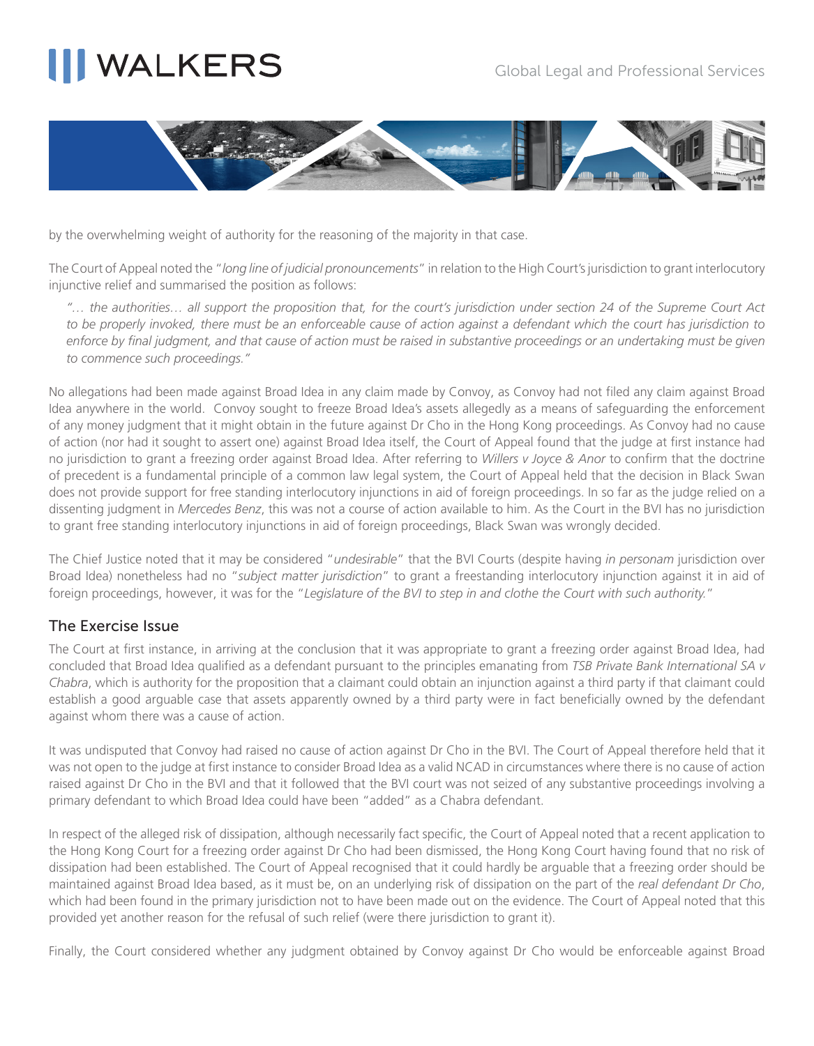by the overwhelming weight of authority for the reasoning of the majority in that case.

The Court of Appeal noted the "*long line of judicial pronouncements*" in relation to the High Court's jurisdiction to grant interlocutory injunctive relief and summarised the position as follows:

> *"… the authorities… all support the proposition that, for the court's jurisdiction under section 24 of the Supreme Court Act to be properly invoked, there must be an enforceable cause of action against a defendant which the court has jurisdiction to enforce by final judgment, and that cause of action must be raised in substantive proceedings or an undertaking must be given to commence such proceedings."*

No allegations had been made against Broad Idea in any claim made by Convoy, as Convoy had not filed any claim against Broad Idea anywhere in the world. Convoy sought to freeze Broad Idea's assets allegedly as a means of safeguarding the enforcement of any money judgment that it might obtain in the future against Dr Cho in the Hong Kong proceedings. As Convoy had no cause of action (nor had it sought to assert one) against Broad Idea itself, the Court of Appeal found that the judge at first instance had no jurisdiction to grant a freezing order against Broad Idea. After referring to *Willers v Joyce & Anor* to confirm that the doctrine of precedent is a fundamental principle of a common law legal system, the Court of Appeal held that the decision in Black Swan does not provide support for free standing interlocutory injunctions in aid of foreign proceedings. In so far as the judge relied on a dissenting judgment in *Mercedes Benz*, this was not a course of action available to him. As the Court in the BVI has no jurisdiction to grant free standing interlocutory injunctions in aid of foreign proceedings, Black Swan was wrongly decided.

The Chief Justice noted that it may be considered "*undesirable*" that the BVI Courts (despite having *in personam* jurisdiction over Broad Idea) nonetheless had no "*subject matter jurisdiction*" to grant a freestanding interlocutory injunction against it in aid of foreign proceedings, however, it was for the "*Legislature of the BVI to step in and clothe the Court with such authority.*"

## The Exercise Issue

The Court at first instance, in arriving at the conclusion that it was appropriate to grant a freezing order against Broad Idea, had concluded that Broad Idea qualified as a defendant pursuant to the principles emanating from *TSB Private Bank International SA v Chabra*, which is authority for the proposition that a claimant could obtain an injunction against a third party if that claimant could establish a good arguable case that assets apparently owned by a third party were in fact beneficially owned by the defendant against whom there was a cause of action.

It was undisputed that Convoy had raised no cause of action against Dr Cho in the BVI. The Court of Appeal therefore held that it was not open to the judge at first instance to consider Broad Idea as a valid NCAD in circumstances where there is no cause of action raised against Dr Cho in the BVI and that it followed that the BVI court was not seized of any substantive proceedings involving a primary defendant to which Broad Idea could have been "added" as a Chabra defendant.

In respect of the alleged risk of dissipation, although necessarily fact specific, the Court of Appeal noted that a recent application to the Hong Kong Court for a freezing order against Dr Cho had been dismissed, the Hong Kong Court having found that no risk of dissipation had been established. The Court of Appeal recognised that it could hardly be arguable that a freezing order should be maintained against Broad Idea based, as it must be, on an underlying risk of dissipation on the part of the *real defendant Dr Cho*, which had been found in the primary jurisdiction not to have been made out on the evidence. The Court of Appeal noted that this provided yet another reason for the refusal of such relief (were there jurisdiction to grant it).

Finally, the Court considered whether any judgment obtained by Convoy against Dr Cho would be enforceable against Broad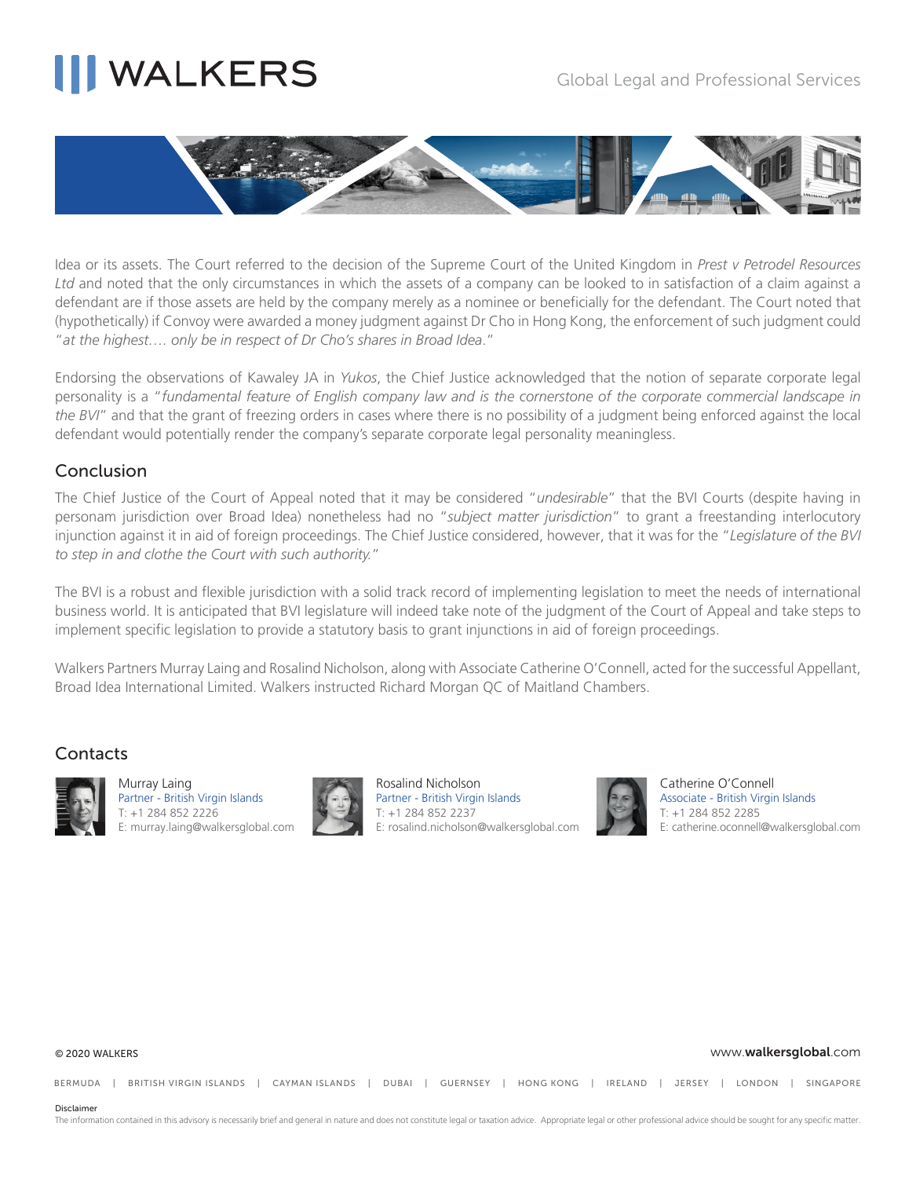Idea or its assets. The Court referred to the decision of the Supreme Court of the United Kingdom in *Prest v Petrodel Resources Ltd* and noted that the only circumstances in which the assets of a company can be looked to in satisfaction of a claim against a defendant are if those assets are held by the company merely as a nominee or beneficially for the defendant. The Court noted that (hypothetically) if Convoy were awarded a money judgment against Dr Cho in Hong Kong, the enforcement of such judgment could "*at the highest…. only be in respect of Dr Cho's shares in Broad Idea*."

Endorsing the observations of Kawaley JA in *Yukos*, the Chief Justice acknowledged that the notion of separate corporate legal personality is a "*fundamental feature of English company law and is the cornerstone of the corporate commercial landscape in the BVI*" and that the grant of freezing orders in cases where there is no possibility of a judgment being enforced against the local defendant would potentially render the company's separate corporate legal personality meaningless.

## Conclusion

The Chief Justice of the Court of Appeal noted that it may be considered "*undesirable*" that the BVI Courts (despite having in personam jurisdiction over Broad Idea) nonetheless had no "*subject matter jurisdiction*" to grant a freestanding interlocutory injunction against it in aid of foreign proceedings. The Chief Justice considered, however, that it was for the "*Legislature of the BVI to step in and clothe the Court with such authority.*"

The BVI is a robust and flexible jurisdiction with a solid track record of implementing legislation to meet the needs of international business world. It is anticipated that BVI legislature will indeed take note of the judgment of the Court of Appeal and take steps to implement specific legislation to provide a statutory basis to grant injunctions in aid of foreign proceedings.

Walkers Partners Murray Laing and Rosalind Nicholson, along with Associate Catherine O'Connell, acted for the successful Appellant, Broad Idea International Limited. Walkers instructed Richard Morgan QC of Maitland Chambers.

## Contacts

Murray Laing
Partner - British Virgin Islands
T: +1 284 852 2226
E: murray.laing@walkersglobal.com

Rosalind Nicholson
Partner - British Virgin Islands
T: +1 284 852 2237
E: rosalind.nicholson@walkersglobal.com

Catherine O'Connell
Associate - British Virgin Islands
T: +1 284 852 2285
E: catherine.oconnell@walkersglobal.com

© 2020 WALKERS

www.walkersglobal.com

BERMUDA | BRITISH VIRGIN ISLANDS | CAYMAN ISLANDS | DUBAI | GUERNSEY | HONG KONG | IRELAND | JERSEY | LONDON | SINGAPORE

Disclaimer
The information contained in this advisory is necessarily brief and general in nature and does not constitute legal or taxation advice. Appropriate legal or other professional advice should be sought for any specific matter.